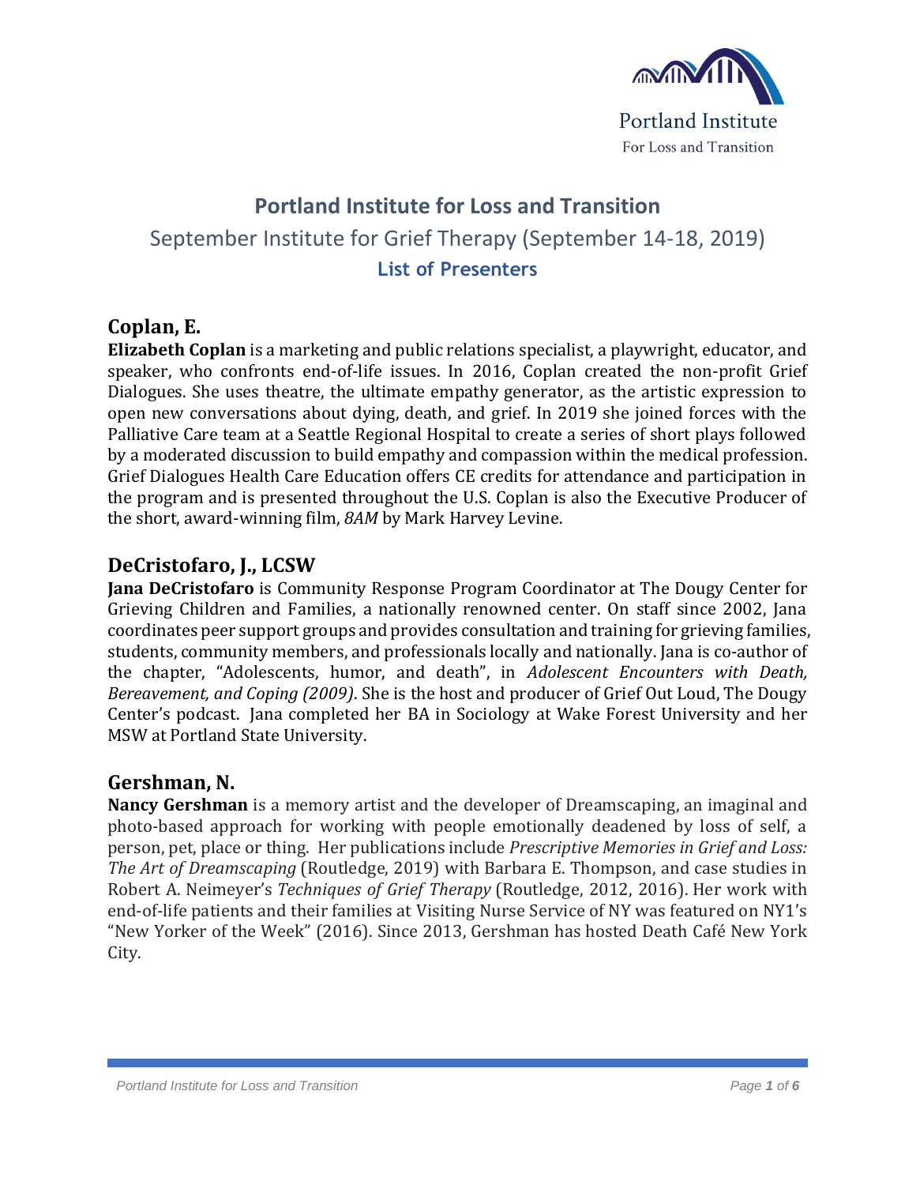# Portland Institute for Loss and Transition

## September Institute for Grief Therapy (September 14-18, 2019)

### List of Presenters

## Coplan, E.

**Elizabeth Coplan** is a marketing and public relations specialist, a playwright, educator, and speaker, who confronts end-of-life issues. In 2016, Coplan created the non-profit Grief Dialogues. She uses theatre, the ultimate empathy generator, as the artistic expression to open new conversations about dying, death, and grief. In 2019 she joined forces with the Palliative Care team at a Seattle Regional Hospital to create a series of short plays followed by a moderated discussion to build empathy and compassion within the medical profession. Grief Dialogues Health Care Education offers CE credits for attendance and participation in the program and is presented throughout the U.S. Coplan is also the Executive Producer of the short, award-winning film, *8AM* by Mark Harvey Levine.

## DeCristofaro, J., LCSW

**Jana DeCristofaro** is Community Response Program Coordinator at The Dougy Center for Grieving Children and Families, a nationally renowned center. On staff since 2002, Jana coordinates peer support groups and provides consultation and training for grieving families, students, community members, and professionals locally and nationally. Jana is co-author of the chapter, "Adolescents, humor, and death", in *Adolescent Encounters with Death, Bereavement, and Coping (2009)*. She is the host and producer of Grief Out Loud, The Dougy Center's podcast. Jana completed her BA in Sociology at Wake Forest University and her MSW at Portland State University.

## Gershman, N.

**Nancy Gershman** is a memory artist and the developer of Dreamscaping, an imaginal and photo-based approach for working with people emotionally deadened by loss of self, a person, pet, place or thing. Her publications include *Prescriptive Memories in Grief and Loss: The Art of Dreamscaping* (Routledge, 2019) with Barbara E. Thompson, and case studies in Robert A. Neimeyer's *Techniques of Grief Therapy* (Routledge, 2012, 2016). Her work with end-of-life patients and their families at Visiting Nurse Service of NY was featured on NY1's "New Yorker of the Week" (2016). Since 2013, Gershman has hosted Death Café New York City.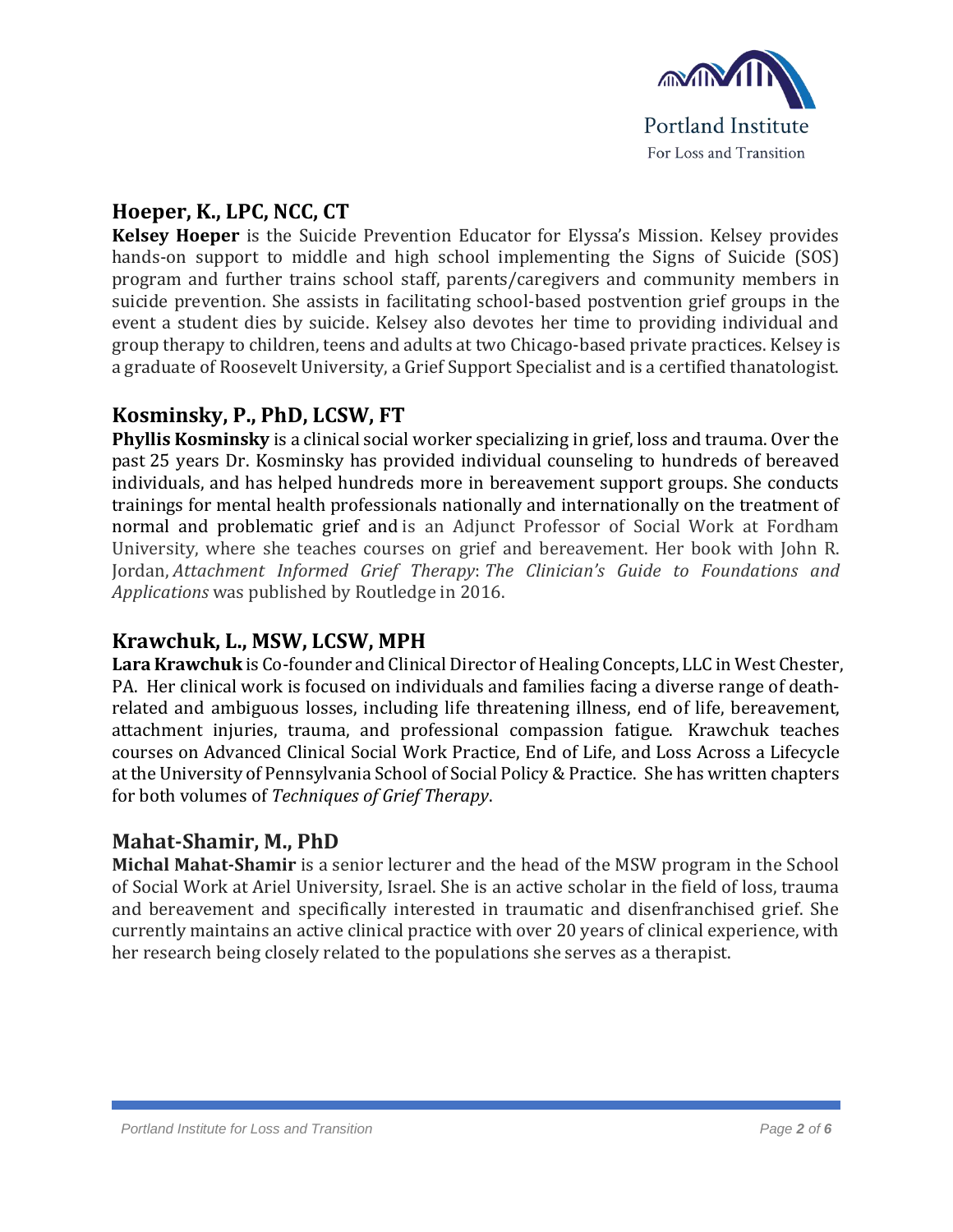## Hoeper, K., LPC, NCC, CT

**Kelsey Hoeper** is the Suicide Prevention Educator for Elyssa's Mission. Kelsey provides hands-on support to middle and high school implementing the Signs of Suicide (SOS) program and further trains school staff, parents/caregivers and community members in suicide prevention. She assists in facilitating school-based postvention grief groups in the event a student dies by suicide. Kelsey also devotes her time to providing individual and group therapy to children, teens and adults at two Chicago-based private practices. Kelsey is a graduate of Roosevelt University, a Grief Support Specialist and is a certified thanatologist.

## Kosminsky, P., PhD, LCSW, FT

**Phyllis Kosminsky** is a clinical social worker specializing in grief, loss and trauma. Over the past 25 years Dr. Kosminsky has provided individual counseling to hundreds of bereaved individuals, and has helped hundreds more in bereavement support groups. She conducts trainings for mental health professionals nationally and internationally on the treatment of normal and problematic grief and is an Adjunct Professor of Social Work at Fordham University, where she teaches courses on grief and bereavement. Her book with John R. Jordan, *Attachment Informed Grief Therapy*: *The Clinician's Guide to Foundations and Applications* was published by Routledge in 2016.

## Krawchuk, L., MSW, LCSW, MPH

**Lara Krawchuk** is Co-founder and Clinical Director of Healing Concepts, LLC in West Chester, PA. Her clinical work is focused on individuals and families facing a diverse range of death-related and ambiguous losses, including life threatening illness, end of life, bereavement, attachment injuries, trauma, and professional compassion fatigue. Krawchuk teaches courses on Advanced Clinical Social Work Practice, End of Life, and Loss Across a Lifecycle at the University of Pennsylvania School of Social Policy & Practice. She has written chapters for both volumes of *Techniques of Grief Therapy*.

## Mahat-Shamir, M., PhD

**Michal Mahat-Shamir** is a senior lecturer and the head of the MSW program in the School of Social Work at Ariel University, Israel. She is an active scholar in the field of loss, trauma and bereavement and specifically interested in traumatic and disenfranchised grief. She currently maintains an active clinical practice with over 20 years of clinical experience, with her research being closely related to the populations she serves as a therapist.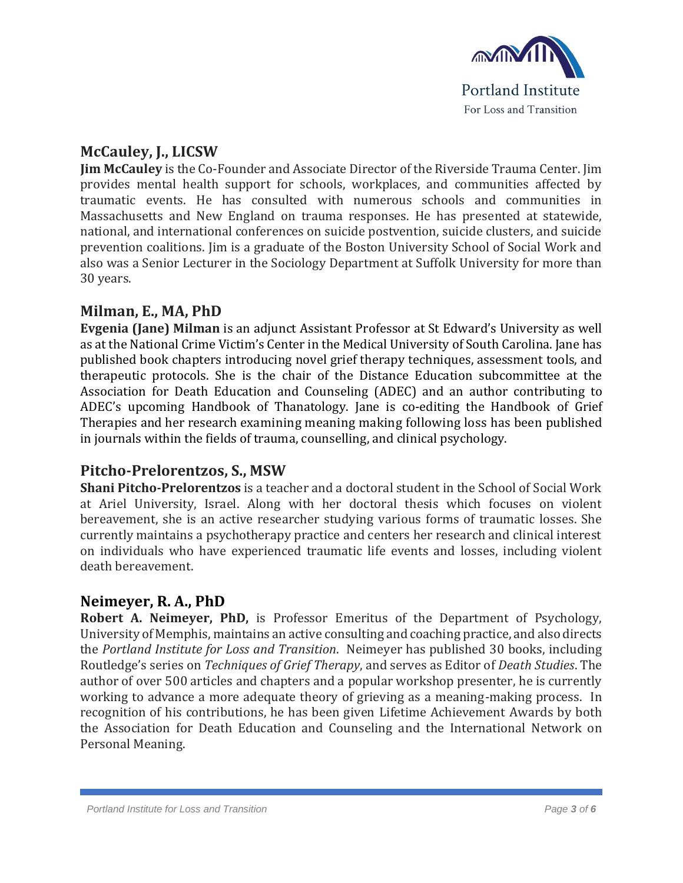## McCauley, J., LICSW

**Jim McCauley** is the Co-Founder and Associate Director of the Riverside Trauma Center. Jim provides mental health support for schools, workplaces, and communities affected by traumatic events. He has consulted with numerous schools and communities in Massachusetts and New England on trauma responses. He has presented at statewide, national, and international conferences on suicide postvention, suicide clusters, and suicide prevention coalitions. Jim is a graduate of the Boston University School of Social Work and also was a Senior Lecturer in the Sociology Department at Suffolk University for more than 30 years.

## Milman, E., MA, PhD

**Evgenia (Jane) Milman** is an adjunct Assistant Professor at St Edward's University as well as at the National Crime Victim's Center in the Medical University of South Carolina. Jane has published book chapters introducing novel grief therapy techniques, assessment tools, and therapeutic protocols. She is the chair of the Distance Education subcommittee at the Association for Death Education and Counseling (ADEC) and an author contributing to ADEC's upcoming Handbook of Thanatology. Jane is co-editing the Handbook of Grief Therapies and her research examining meaning making following loss has been published in journals within the fields of trauma, counselling, and clinical psychology.

## Pitcho-Prelorentzos, S., MSW

**Shani Pitcho-Prelorentzos** is a teacher and a doctoral student in the School of Social Work at Ariel University, Israel. Along with her doctoral thesis which focuses on violent bereavement, she is an active researcher studying various forms of traumatic losses. She currently maintains a psychotherapy practice and centers her research and clinical interest on individuals who have experienced traumatic life events and losses, including violent death bereavement.

## Neimeyer, R. A., PhD

**Robert A. Neimeyer, PhD,** is Professor Emeritus of the Department of Psychology, University of Memphis, maintains an active consulting and coaching practice, and also directs the *Portland Institute for Loss and Transition*. Neimeyer has published 30 books, including Routledge's series on *Techniques of Grief Therapy*, and serves as Editor of *Death Studies*. The author of over 500 articles and chapters and a popular workshop presenter, he is currently working to advance a more adequate theory of grieving as a meaning-making process. In recognition of his contributions, he has been given Lifetime Achievement Awards by both the Association for Death Education and Counseling and the International Network on Personal Meaning.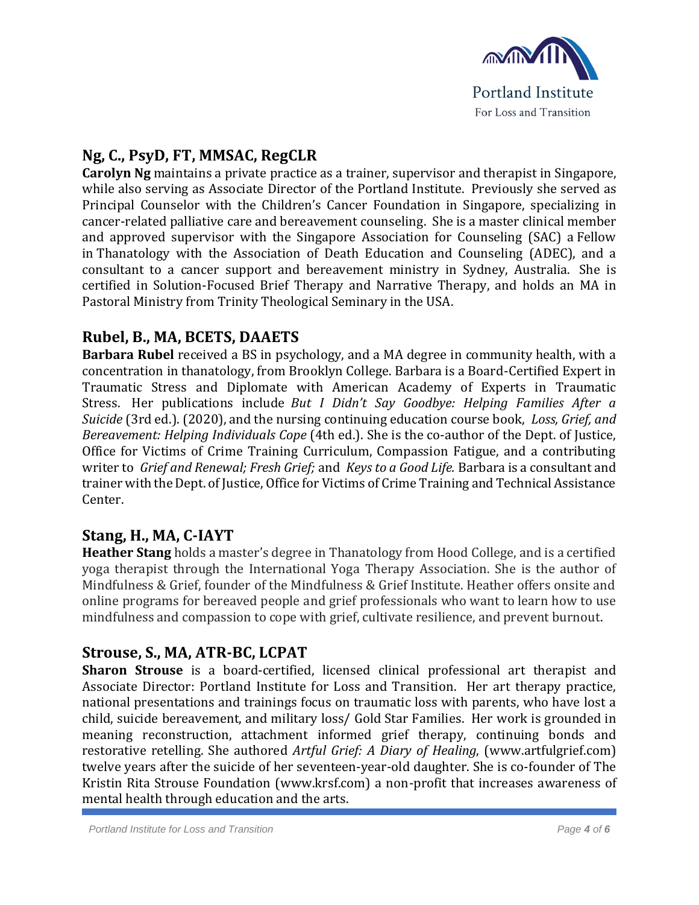## Ng, C., PsyD, FT, MMSAC, RegCLR

**Carolyn Ng** maintains a private practice as a trainer, supervisor and therapist in Singapore, while also serving as Associate Director of the Portland Institute. Previously she served as Principal Counselor with the Children's Cancer Foundation in Singapore, specializing in cancer-related palliative care and bereavement counseling. She is a master clinical member and approved supervisor with the Singapore Association for Counseling (SAC) a Fellow in Thanatology with the Association of Death Education and Counseling (ADEC), and a consultant to a cancer support and bereavement ministry in Sydney, Australia. She is certified in Solution-Focused Brief Therapy and Narrative Therapy, and holds an MA in Pastoral Ministry from Trinity Theological Seminary in the USA.

## Rubel, B., MA, BCETS, DAAETS

**Barbara Rubel** received a BS in psychology, and a MA degree in community health, with a concentration in thanatology, from Brooklyn College. Barbara is a Board-Certified Expert in Traumatic Stress and Diplomate with American Academy of Experts in Traumatic Stress. Her publications include *But I Didn't Say Goodbye: Helping Families After a Suicide* (3rd ed.). (2020), and the nursing continuing education course book, *Loss, Grief, and Bereavement: Helping Individuals Cope* (4th ed.). She is the co-author of the Dept. of Justice, Office for Victims of Crime Training Curriculum, Compassion Fatigue, and a contributing writer to *Grief and Renewal; Fresh Grief;* and *Keys to a Good Life.* Barbara is a consultant and trainer with the Dept. of Justice, Office for Victims of Crime Training and Technical Assistance Center.

## Stang, H., MA, C-IAYT

**Heather Stang** holds a master's degree in Thanatology from Hood College, and is a certified yoga therapist through the International Yoga Therapy Association. She is the author of Mindfulness & Grief, founder of the Mindfulness & Grief Institute. Heather offers onsite and online programs for bereaved people and grief professionals who want to learn how to use mindfulness and compassion to cope with grief, cultivate resilience, and prevent burnout.

## Strouse, S., MA, ATR-BC, LCPAT

**Sharon Strouse** is a board-certified, licensed clinical professional art therapist and Associate Director: Portland Institute for Loss and Transition. Her art therapy practice, national presentations and trainings focus on traumatic loss with parents, who have lost a child, suicide bereavement, and military loss/ Gold Star Families. Her work is grounded in meaning reconstruction, attachment informed grief therapy, continuing bonds and restorative retelling. She authored *Artful Grief: A Diary of Healing*, (www.artfulgrief.com) twelve years after the suicide of her seventeen-year-old daughter. She is co-founder of The Kristin Rita Strouse Foundation (www.krsf.com) a non-profit that increases awareness of mental health through education and the arts.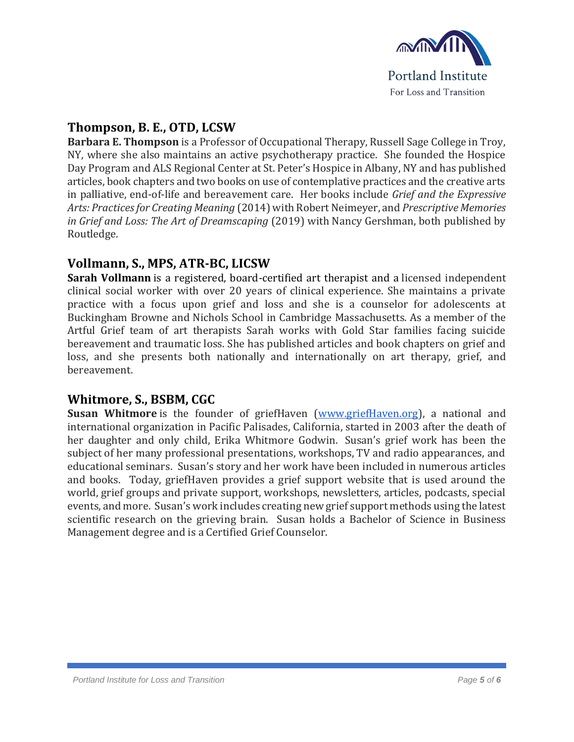## Thompson, B. E., OTD, LCSW

**Barbara E. Thompson** is a Professor of Occupational Therapy, Russell Sage College in Troy, NY, where she also maintains an active psychotherapy practice. She founded the Hospice Day Program and ALS Regional Center at St. Peter's Hospice in Albany, NY and has published articles, book chapters and two books on use of contemplative practices and the creative arts in palliative, end-of-life and bereavement care. Her books include *Grief and the Expressive Arts: Practices for Creating Meaning* (2014) with Robert Neimeyer, and *Prescriptive Memories in Grief and Loss: The Art of Dreamscaping* (2019) with Nancy Gershman, both published by Routledge.

## Vollmann, S., MPS, ATR-BC, LICSW

**Sarah Vollmann** is a registered, board-certified art therapist and a licensed independent clinical social worker with over 20 years of clinical experience. She maintains a private practice with a focus upon grief and loss and she is a counselor for adolescents at Buckingham Browne and Nichols School in Cambridge Massachusetts. As a member of the Artful Grief team of art therapists Sarah works with Gold Star families facing suicide bereavement and traumatic loss. She has published articles and book chapters on grief and loss, and she presents both nationally and internationally on art therapy, grief, and bereavement.

## Whitmore, S., BSBM, CGC

**Susan Whitmore** is the founder of griefHaven ([www.griefHaven.org](http://www.griefHaven.org)), a national and international organization in Pacific Palisades, California, started in 2003 after the death of her daughter and only child, Erika Whitmore Godwin. Susan's grief work has been the subject of her many professional presentations, workshops, TV and radio appearances, and educational seminars. Susan's story and her work have been included in numerous articles and books. Today, griefHaven provides a grief support website that is used around the world, grief groups and private support, workshops, newsletters, articles, podcasts, special events, and more. Susan's work includes creating new grief support methods using the latest scientific research on the grieving brain. Susan holds a Bachelor of Science in Business Management degree and is a Certified Grief Counselor.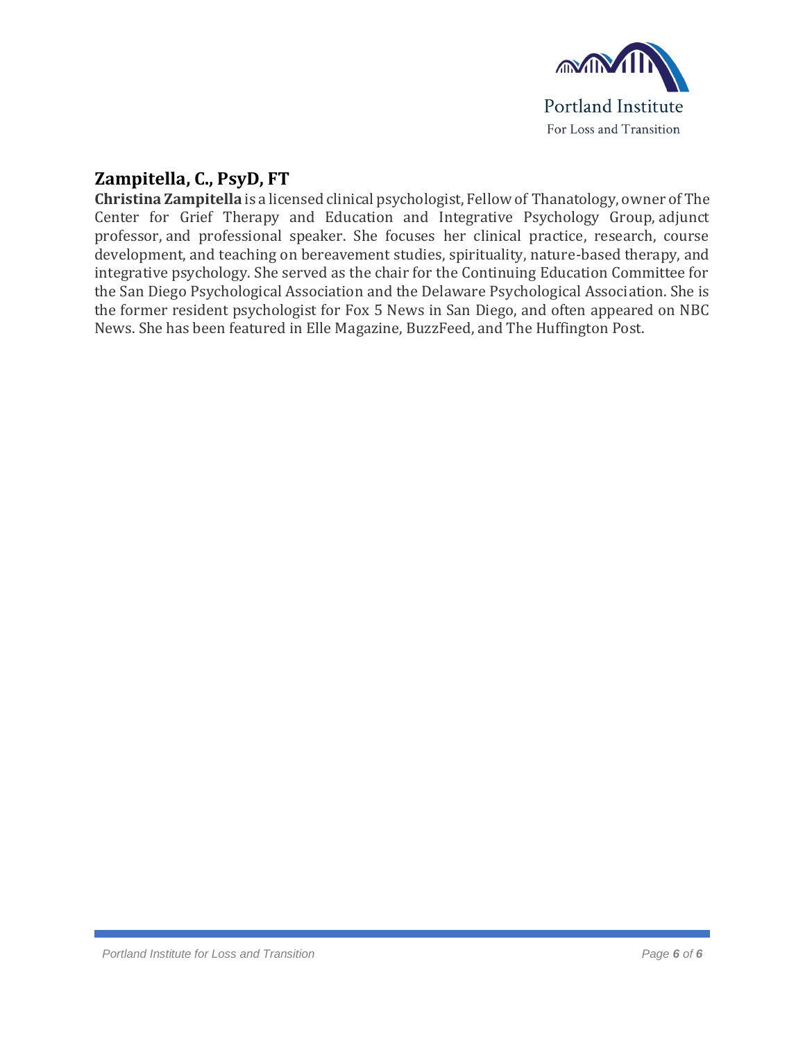## Zampitella, C., PsyD, FT

**Christina Zampitella** is a licensed clinical psychologist, Fellow of Thanatology, owner of The Center for Grief Therapy and Education and Integrative Psychology Group, adjunct professor, and professional speaker. She focuses her clinical practice, research, course development, and teaching on bereavement studies, spirituality, nature-based therapy, and integrative psychology. She served as the chair for the Continuing Education Committee for the San Diego Psychological Association and the Delaware Psychological Association. She is the former resident psychologist for Fox 5 News in San Diego, and often appeared on NBC News. She has been featured in Elle Magazine, BuzzFeed, and The Huffington Post.